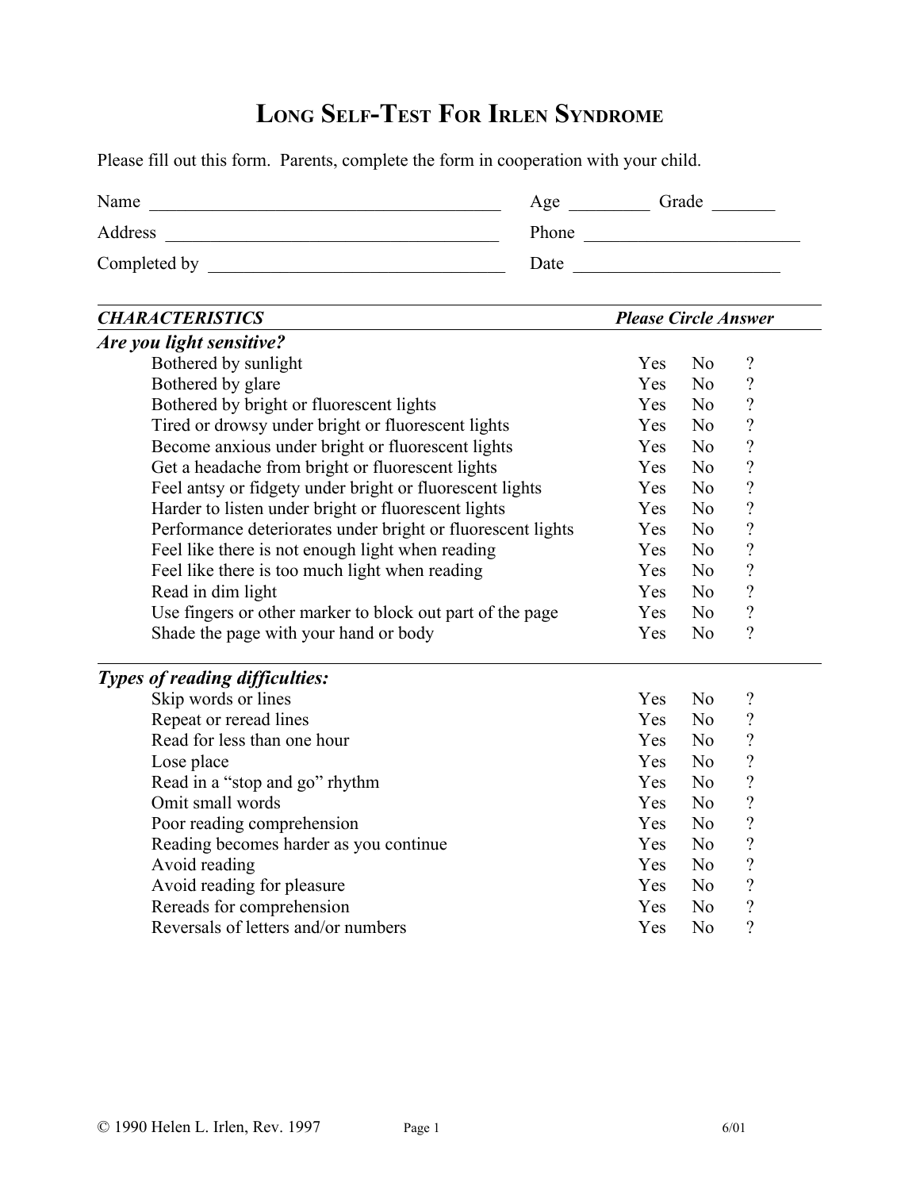# Long Self-Test For Irlen Syndrome

Please fill out this form. Parents, complete the form in cooperation with your child.

Name ______________________________________ Age _________ Grade _______

Address ___________________________________ Phone ________________________

Completed by ______________________________ Date _______________________

| ***CHARACTERISTICS*** | ***Please Circle Answer*** | | |
|---|---|---|---|
| ***Are you light sensitive?*** | | | |
| Bothered by sunlight | Yes | No | ? |
| Bothered by glare | Yes | No | ? |
| Bothered by bright or fluorescent lights | Yes | No | ? |
| Tired or drowsy under bright or fluorescent lights | Yes | No | ? |
| Become anxious under bright or fluorescent lights | Yes | No | ? |
| Get a headache from bright or fluorescent lights | Yes | No | ? |
| Feel antsy or fidgety under bright or fluorescent lights | Yes | No | ? |
| Harder to listen under bright or fluorescent lights | Yes | No | ? |
| Performance deteriorates under bright or fluorescent lights | Yes | No | ? |
| Feel like there is not enough light when reading | Yes | No | ? |
| Feel like there is too much light when reading | Yes | No | ? |
| Read in dim light | Yes | No | ? |
| Use fingers or other marker to block out part of the page | Yes | No | ? |
| Shade the page with your hand or body | Yes | No | ? |
| ***Types of reading difficulties:*** | | | |
| Skip words or lines | Yes | No | ? |
| Repeat or reread lines | Yes | No | ? |
| Read for less than one hour | Yes | No | ? |
| Lose place | Yes | No | ? |
| Read in a "stop and go" rhythm | Yes | No | ? |
| Omit small words | Yes | No | ? |
| Poor reading comprehension | Yes | No | ? |
| Reading becomes harder as you continue | Yes | No | ? |
| Avoid reading | Yes | No | ? |
| Avoid reading for pleasure | Yes | No | ? |
| Rereads for comprehension | Yes | No | ? |
| Reversals of letters and/or numbers | Yes | No | ? |

© 1990 Helen L. Irlen, Rev. 1997 6/01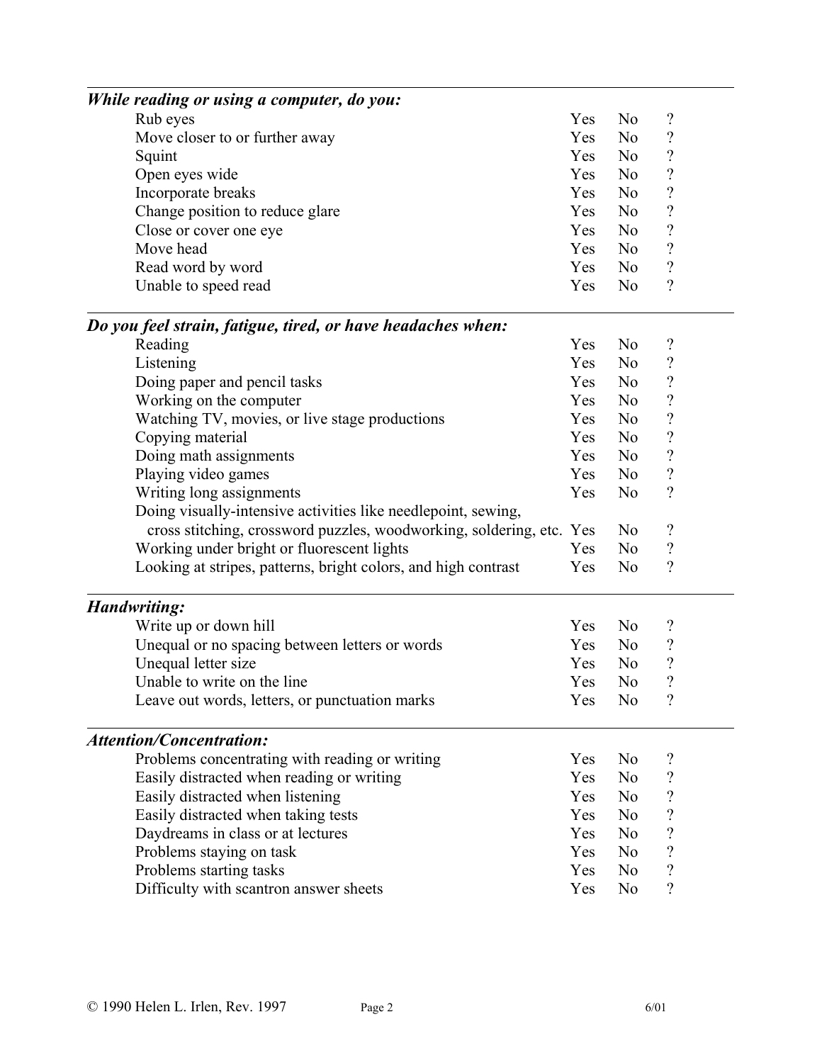***While reading or using a computer, do you:***

| | | | |
|---|---|---|---|
| Rub eyes | Yes | No | ? |
| Move closer to or further away | Yes | No | ? |
| Squint | Yes | No | ? |
| Open eyes wide | Yes | No | ? |
| Incorporate breaks | Yes | No | ? |
| Change position to reduce glare | Yes | No | ? |
| Close or cover one eye | Yes | No | ? |
| Move head | Yes | No | ? |
| Read word by word | Yes | No | ? |
| Unable to speed read | Yes | No | ? |

***Do you feel strain, fatigue, tired, or have headaches when:***

| | | | |
|---|---|---|---|
| Reading | Yes | No | ? |
| Listening | Yes | No | ? |
| Doing paper and pencil tasks | Yes | No | ? |
| Working on the computer | Yes | No | ? |
| Watching TV, movies, or live stage productions | Yes | No | ? |
| Copying material | Yes | No | ? |
| Doing math assignments | Yes | No | ? |
| Playing video games | Yes | No | ? |
| Writing long assignments | Yes | No | ? |
| Doing visually-intensive activities like needlepoint, sewing, cross stitching, crossword puzzles, woodworking, soldering, etc. | Yes | No | ? |
| Working under bright or fluorescent lights | Yes | No | ? |
| Looking at stripes, patterns, bright colors, and high contrast | Yes | No | ? |

***Handwriting:***

| | | | |
|---|---|---|---|
| Write up or down hill | Yes | No | ? |
| Unequal or no spacing between letters or words | Yes | No | ? |
| Unequal letter size | Yes | No | ? |
| Unable to write on the line | Yes | No | ? |
| Leave out words, letters, or punctuation marks | Yes | No | ? |

***Attention/Concentration:***

| | | | |
|---|---|---|---|
| Problems concentrating with reading or writing | Yes | No | ? |
| Easily distracted when reading or writing | Yes | No | ? |
| Easily distracted when listening | Yes | No | ? |
| Easily distracted when taking tests | Yes | No | ? |
| Daydreams in class or at lectures | Yes | No | ? |
| Problems staying on task | Yes | No | ? |
| Problems starting tasks | Yes | No | ? |
| Difficulty with scantron answer sheets | Yes | No | ? |

© 1990 Helen L. Irlen, Rev. 1997 6/01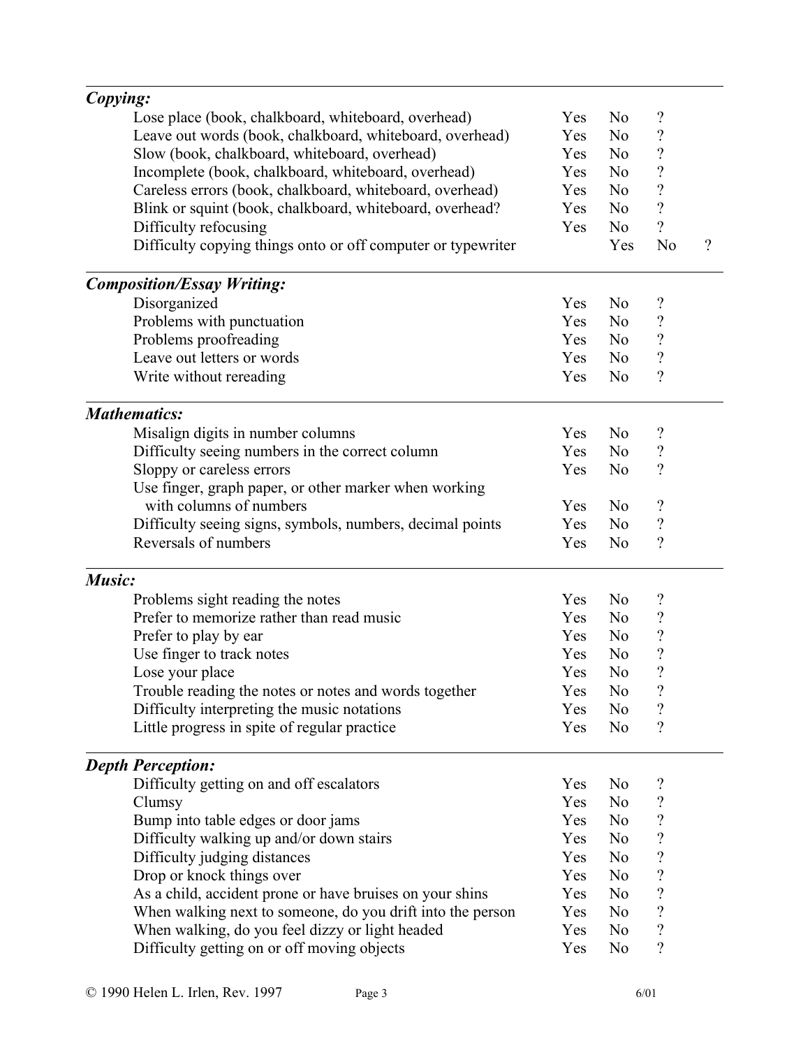***Copying:***

| | | | | |
|---|---|---|---|---|
| Lose place (book, chalkboard, whiteboard, overhead) | Yes | No | ? | |
| Leave out words (book, chalkboard, whiteboard, overhead) | Yes | No | ? | |
| Slow (book, chalkboard, whiteboard, overhead) | Yes | No | ? | |
| Incomplete (book, chalkboard, whiteboard, overhead) | Yes | No | ? | |
| Careless errors (book, chalkboard, whiteboard, overhead) | Yes | No | ? | |
| Blink or squint (book, chalkboard, whiteboard, overhead? | Yes | No | ? | |
| Difficulty refocusing | Yes | No | ? | |
| Difficulty copying things onto or off computer or typewriter | | Yes | No | ? |

***Composition/Essay Writing:***

| | | | |
|---|---|---|---|
| Disorganized | Yes | No | ? |
| Problems with punctuation | Yes | No | ? |
| Problems proofreading | Yes | No | ? |
| Leave out letters or words | Yes | No | ? |
| Write without rereading | Yes | No | ? |

***Mathematics:***

| | | | |
|---|---|---|---|
| Misalign digits in number columns | Yes | No | ? |
| Difficulty seeing numbers in the correct column | Yes | No | ? |
| Sloppy or careless errors | Yes | No | ? |
| Use finger, graph paper, or other marker when working with columns of numbers | Yes | No | ? |
| Difficulty seeing signs, symbols, numbers, decimal points | Yes | No | ? |
| Reversals of numbers | Yes | No | ? |

***Music:***

| | | | |
|---|---|---|---|
| Problems sight reading the notes | Yes | No | ? |
| Prefer to memorize rather than read music | Yes | No | ? |
| Prefer to play by ear | Yes | No | ? |
| Use finger to track notes | Yes | No | ? |
| Lose your place | Yes | No | ? |
| Trouble reading the notes or notes and words together | Yes | No | ? |
| Difficulty interpreting the music notations | Yes | No | ? |
| Little progress in spite of regular practice | Yes | No | ? |

***Depth Perception:***

| | | | |
|---|---|---|---|
| Difficulty getting on and off escalators | Yes | No | ? |
| Clumsy | Yes | No | ? |
| Bump into table edges or door jams | Yes | No | ? |
| Difficulty walking up and/or down stairs | Yes | No | ? |
| Difficulty judging distances | Yes | No | ? |
| Drop or knock things over | Yes | No | ? |
| As a child, accident prone or have bruises on your shins | Yes | No | ? |
| When walking next to someone, do you drift into the person | Yes | No | ? |
| When walking, do you feel dizzy or light headed | Yes | No | ? |
| Difficulty getting on or off moving objects | Yes | No | ? |

© 1990 Helen L. Irlen, Rev. 1997 6/01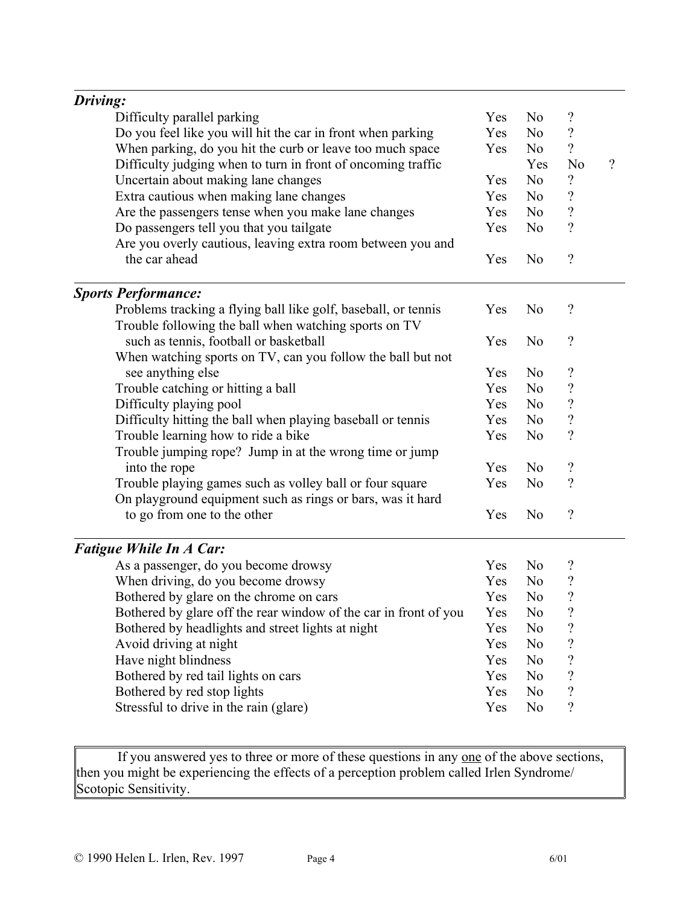***Driving:***

| | | | | |
|---|---|---|---|---|
| Difficulty parallel parking | Yes | No | ? | |
| Do you feel like you will hit the car in front when parking | Yes | No | ? | |
| When parking, do you hit the curb or leave too much space | Yes | No | ? | |
| Difficulty judging when to turn in front of oncoming traffic | | Yes | No | ? |
| Uncertain about making lane changes | Yes | No | ? | |
| Extra cautious when making lane changes | Yes | No | ? | |
| Are the passengers tense when you make lane changes | Yes | No | ? | |
| Do passengers tell you that you tailgate | Yes | No | ? | |
| Are you overly cautious, leaving extra room between you and the car ahead | Yes | No | ? | |

***Sports Performance:***

| | | | |
|---|---|---|---|
| Problems tracking a flying ball like golf, baseball, or tennis | Yes | No | ? |
| Trouble following the ball when watching sports on TV such as tennis, football or basketball | Yes | No | ? |
| When watching sports on TV, can you follow the ball but not see anything else | Yes | No | ? |
| Trouble catching or hitting a ball | Yes | No | ? |
| Difficulty playing pool | Yes | No | ? |
| Difficulty hitting the ball when playing baseball or tennis | Yes | No | ? |
| Trouble learning how to ride a bike | Yes | No | ? |
| Trouble jumping rope? Jump in at the wrong time or jump into the rope | Yes | No | ? |
| Trouble playing games such as volley ball or four square | Yes | No | ? |
| On playground equipment such as rings or bars, was it hard to go from one to the other | Yes | No | ? |

***Fatigue While In A Car:***

| | | | |
|---|---|---|---|
| As a passenger, do you become drowsy | Yes | No | ? |
| When driving, do you become drowsy | Yes | No | ? |
| Bothered by glare on the chrome on cars | Yes | No | ? |
| Bothered by glare off the rear window of the car in front of you | Yes | No | ? |
| Bothered by headlights and street lights at night | Yes | No | ? |
| Avoid driving at night | Yes | No | ? |
| Have night blindness | Yes | No | ? |
| Bothered by red tail lights on cars | Yes | No | ? |
| Bothered by red stop lights | Yes | No | ? |
| Stressful to drive in the rain (glare) | Yes | No | ? |

If you answered yes to three or more of these questions in any one of the above sections, then you might be experiencing the effects of a perception problem called Irlen Syndrome/ Scotopic Sensitivity.

© 1990 Helen L. Irlen, Rev. 1997 6/01